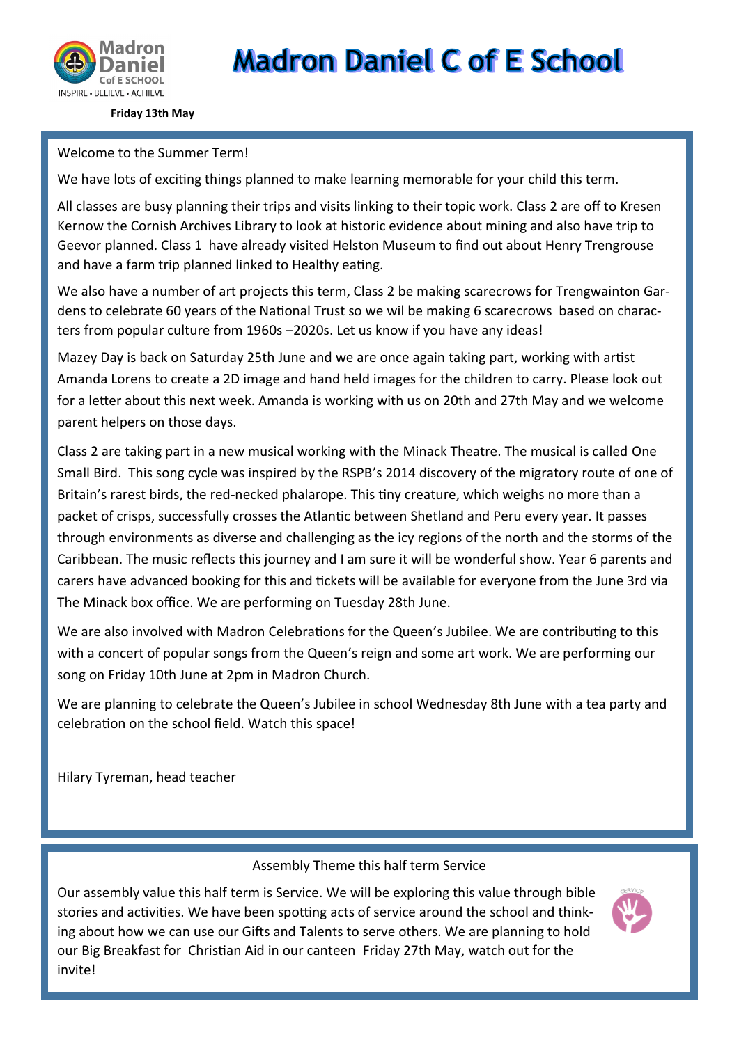# Madron Daniel C of E School

Madron Daniel C of E SCHOOL
INSPIRE • BELIEVE • ACHIEVE

**Friday 13th May**

Welcome to the Summer Term!

We have lots of exciting things planned to make learning memorable for your child this term.

All classes are busy planning their trips and visits linking to their topic work. Class 2 are off to Kresen Kernow the Cornish Archives Library to look at historic evidence about mining and also have trip to Geevor planned. Class 1 have already visited Helston Museum to find out about Henry Trengrouse and have a farm trip planned linked to Healthy eating.

We also have a number of art projects this term, Class 2 be making scarecrows for Trengwainton Gardens to celebrate 60 years of the National Trust so we wil be making 6 scarecrows based on characters from popular culture from 1960s –2020s. Let us know if you have any ideas!

Mazey Day is back on Saturday 25th June and we are once again taking part, working with artist Amanda Lorens to create a 2D image and hand held images for the children to carry. Please look out for a letter about this next week. Amanda is working with us on 20th and 27th May and we welcome parent helpers on those days.

Class 2 are taking part in a new musical working with the Minack Theatre. The musical is called One Small Bird. This song cycle was inspired by the RSPB's 2014 discovery of the migratory route of one of Britain's rarest birds, the red-necked phalarope. This tiny creature, which weighs no more than a packet of crisps, successfully crosses the Atlantic between Shetland and Peru every year. It passes through environments as diverse and challenging as the icy regions of the north and the storms of the Caribbean. The music reflects this journey and I am sure it will be wonderful show. Year 6 parents and carers have advanced booking for this and tickets will be available for everyone from the June 3rd via The Minack box office. We are performing on Tuesday 28th June.

We are also involved with Madron Celebrations for the Queen's Jubilee. We are contributing to this with a concert of popular songs from the Queen's reign and some art work. We are performing our song on Friday 10th June at 2pm in Madron Church.

We are planning to celebrate the Queen's Jubilee in school Wednesday 8th June with a tea party and celebration on the school field. Watch this space!

Hilary Tyreman, head teacher

## Assembly Theme this half term Service

Our assembly value this half term is Service. We will be exploring this value through bible stories and activities. We have been spotting acts of service around the school and thinking about how we can use our Gifts and Talents to serve others. We are planning to hold our Big Breakfast for Christian Aid in our canteen Friday 27th May, watch out for the invite!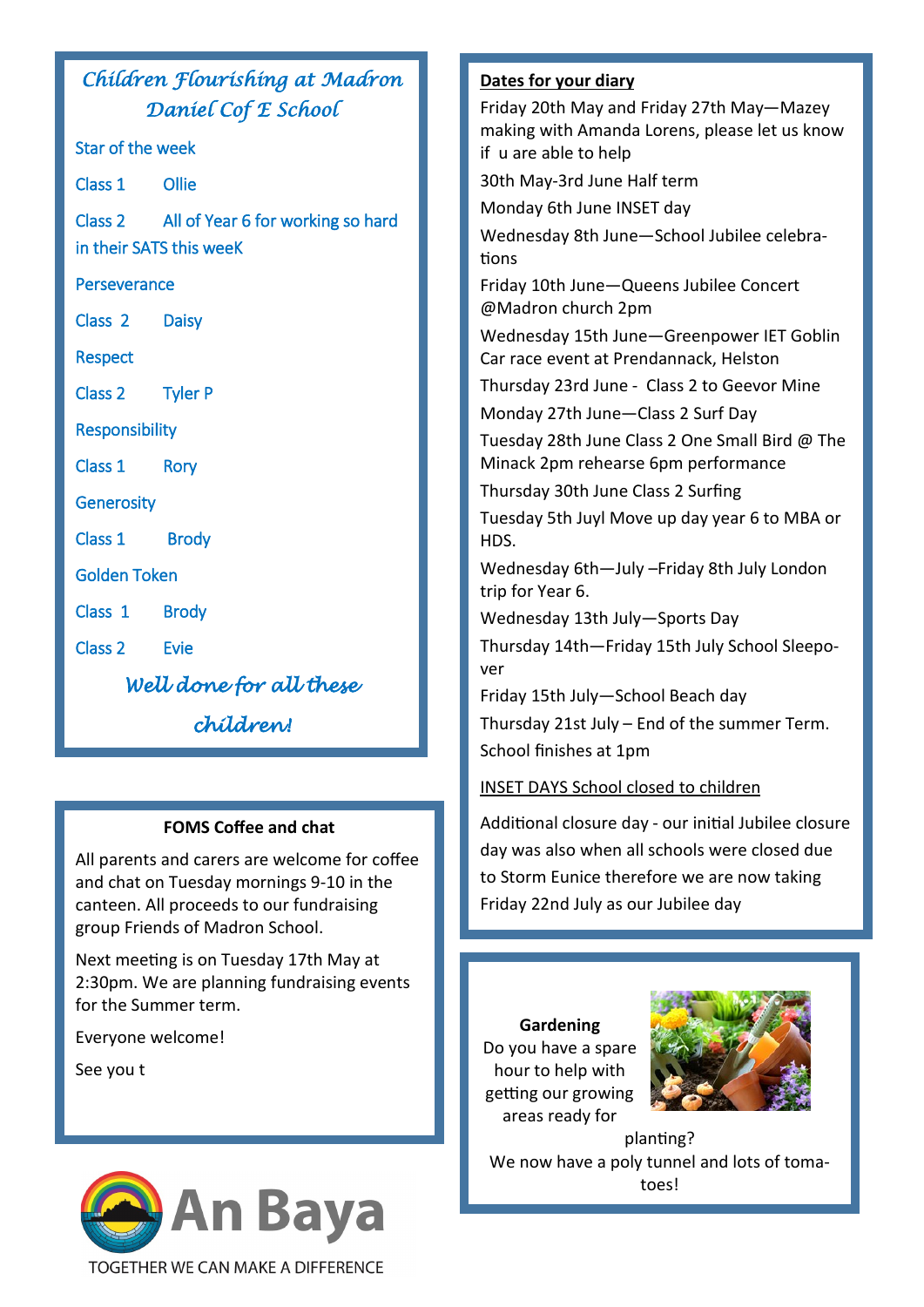## Children Flourishing at Madron Daniel Cof E School

Star of the week

Class 1 Ollie

Class 2 All of Year 6 for working so hard in their SATS this weeK

Perseverance

Class 2 Daisy

Respect

Class 2 Tyler P

Responsibility

Class 1 Rory

Generosity

Class 1 Brody

Golden Token

Class 1 Brody

Class 2 Evie

*Well done for all these children!*

**FOMS Coffee and chat**

All parents and carers are welcome for coffee and chat on Tuesday mornings 9-10 in the canteen. All proceeds to our fundraising group Friends of Madron School.

Next meeting is on Tuesday 17th May at 2:30pm. We are planning fundraising events for the Summer term.

Everyone welcome!

See you t

An Baya

TOGETHER WE CAN MAKE A DIFFERENCE

**Dates for your diary**

Friday 20th May and Friday 27th May—Mazey making with Amanda Lorens, please let us know if u are able to help

30th May-3rd June Half term

Monday 6th June INSET day

Wednesday 8th June—School Jubilee celebrations

Friday 10th June—Queens Jubilee Concert @Madron church 2pm

Wednesday 15th June—Greenpower IET Goblin Car race event at Prendannack, Helston

Thursday 23rd June - Class 2 to Geevor Mine

Monday 27th June—Class 2 Surf Day

Tuesday 28th June Class 2 One Small Bird @ The Minack 2pm rehearse 6pm performance

Thursday 30th June Class 2 Surfing

Tuesday 5th Juyl Move up day year 6 to MBA or HDS.

Wednesday 6th—July –Friday 8th July London trip for Year 6.

Wednesday 13th July—Sports Day

Thursday 14th—Friday 15th July School Sleepover

Friday 15th July—School Beach day

Thursday 21st July – End of the summer Term. School finishes at 1pm

INSET DAYS School closed to children

Additional closure day - our initial Jubilee closure day was also when all schools were closed due to Storm Eunice therefore we are now taking Friday 22nd July as our Jubilee day

**Gardening**

Do you have a spare hour to help with getting our growing areas ready for planting?

We now have a poly tunnel and lots of tomatoes!